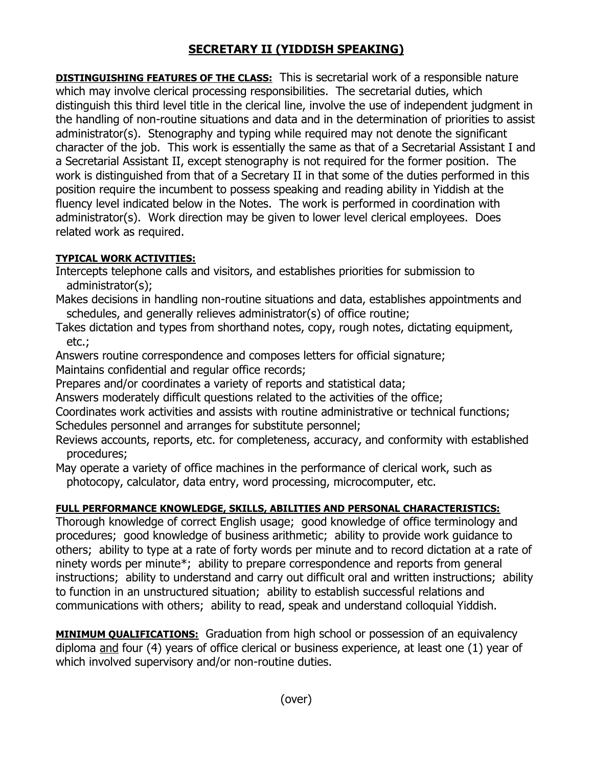# SECRETARY II (YIDDISH SPEAKING)

**DISTINGUISHING FEATURES OF THE CLASS:** This is secretarial work of a responsible nature which may involve clerical processing responsibilities. The secretarial duties, which distinguish this third level title in the clerical line, involve the use of independent judgment in the handling of non-routine situations and data and in the determination of priorities to assist administrator(s). Stenography and typing while required may not denote the significant character of the job. This work is essentially the same as that of a Secretarial Assistant I and a Secretarial Assistant II, except stenography is not required for the former position. The work is distinguished from that of a Secretary II in that some of the duties performed in this position require the incumbent to possess speaking and reading ability in Yiddish at the fluency level indicated below in the Notes. The work is performed in coordination with administrator(s). Work direction may be given to lower level clerical employees. Does related work as required.

**TYPICAL WORK ACTIVITIES:**

Intercepts telephone calls and visitors, and establishes priorities for submission to administrator(s);

Makes decisions in handling non-routine situations and data, establishes appointments and schedules, and generally relieves administrator(s) of office routine;

Takes dictation and types from shorthand notes, copy, rough notes, dictating equipment, etc.;

Answers routine correspondence and composes letters for official signature;

Maintains confidential and regular office records;

Prepares and/or coordinates a variety of reports and statistical data;

Answers moderately difficult questions related to the activities of the office;

Coordinates work activities and assists with routine administrative or technical functions;

Schedules personnel and arranges for substitute personnel;

Reviews accounts, reports, etc. for completeness, accuracy, and conformity with established procedures;

May operate a variety of office machines in the performance of clerical work, such as photocopy, calculator, data entry, word processing, microcomputer, etc.

**FULL PERFORMANCE KNOWLEDGE, SKILLS, ABILITIES AND PERSONAL CHARACTERISTICS:**

Thorough knowledge of correct English usage; good knowledge of office terminology and procedures; good knowledge of business arithmetic; ability to provide work guidance to others; ability to type at a rate of forty words per minute and to record dictation at a rate of ninety words per minute*; ability to prepare correspondence and reports from general instructions; ability to understand and carry out difficult oral and written instructions; ability to function in an unstructured situation; ability to establish successful relations and communications with others; ability to read, speak and understand colloquial Yiddish.

**MINIMUM QUALIFICATIONS:** Graduation from high school or possession of an equivalency diploma and four (4) years of office clerical or business experience, at least one (1) year of which involved supervisory and/or non-routine duties.

(over)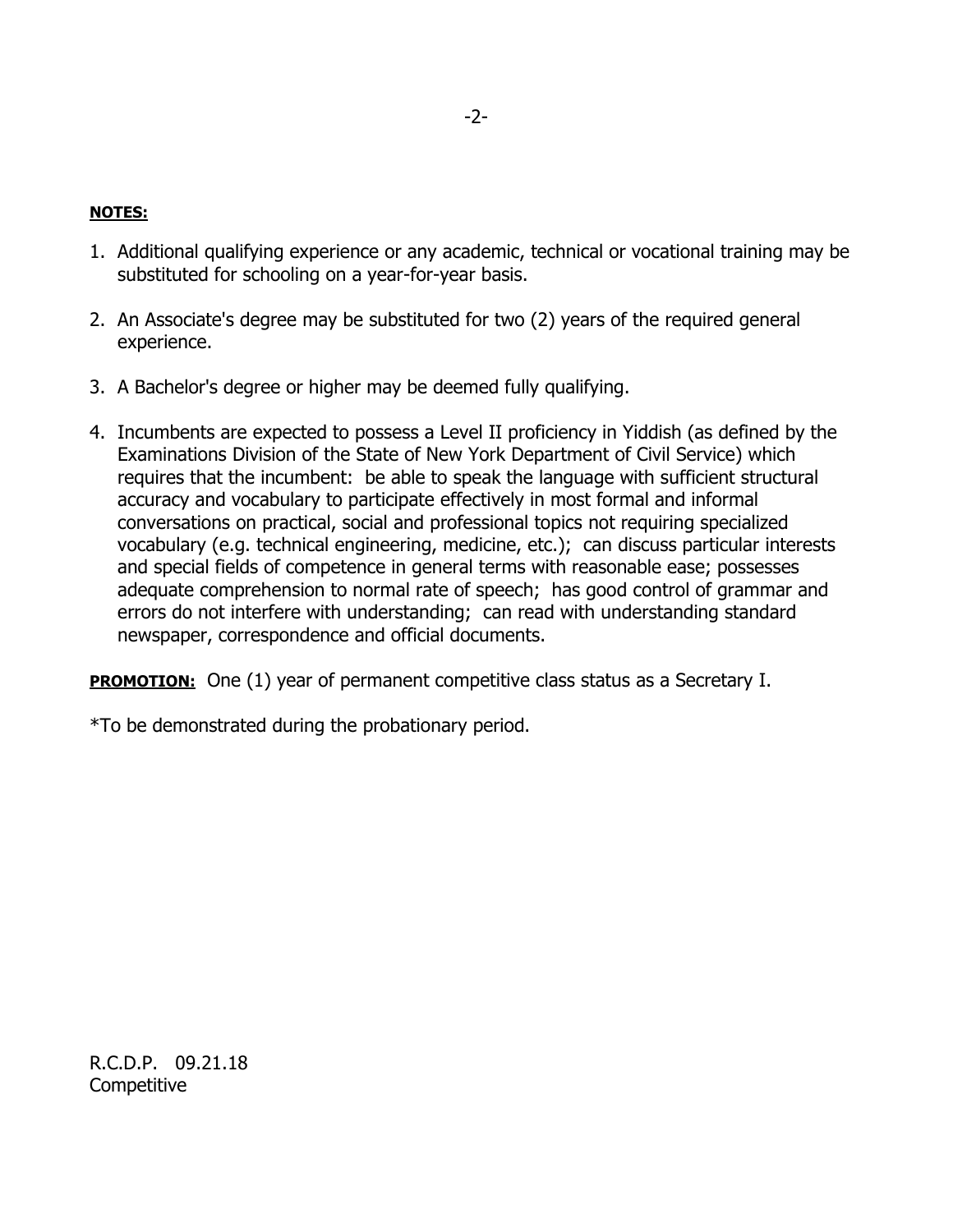**NOTES:**

1. Additional qualifying experience or any academic, technical or vocational training may be substituted for schooling on a year-for-year basis.

2. An Associate's degree may be substituted for two (2) years of the required general experience.

3. A Bachelor's degree or higher may be deemed fully qualifying.

4. Incumbents are expected to possess a Level II proficiency in Yiddish (as defined by the Examinations Division of the State of New York Department of Civil Service) which requires that the incumbent: be able to speak the language with sufficient structural accuracy and vocabulary to participate effectively in most formal and informal conversations on practical, social and professional topics not requiring specialized vocabulary (e.g. technical engineering, medicine, etc.); can discuss particular interests and special fields of competence in general terms with reasonable ease; possesses adequate comprehension to normal rate of speech; has good control of grammar and errors do not interfere with understanding; can read with understanding standard newspaper, correspondence and official documents.

**PROMOTION:** One (1) year of permanent competitive class status as a Secretary I.

*To be demonstrated during the probationary period.

R.C.D.P. 09.21.18
Competitive